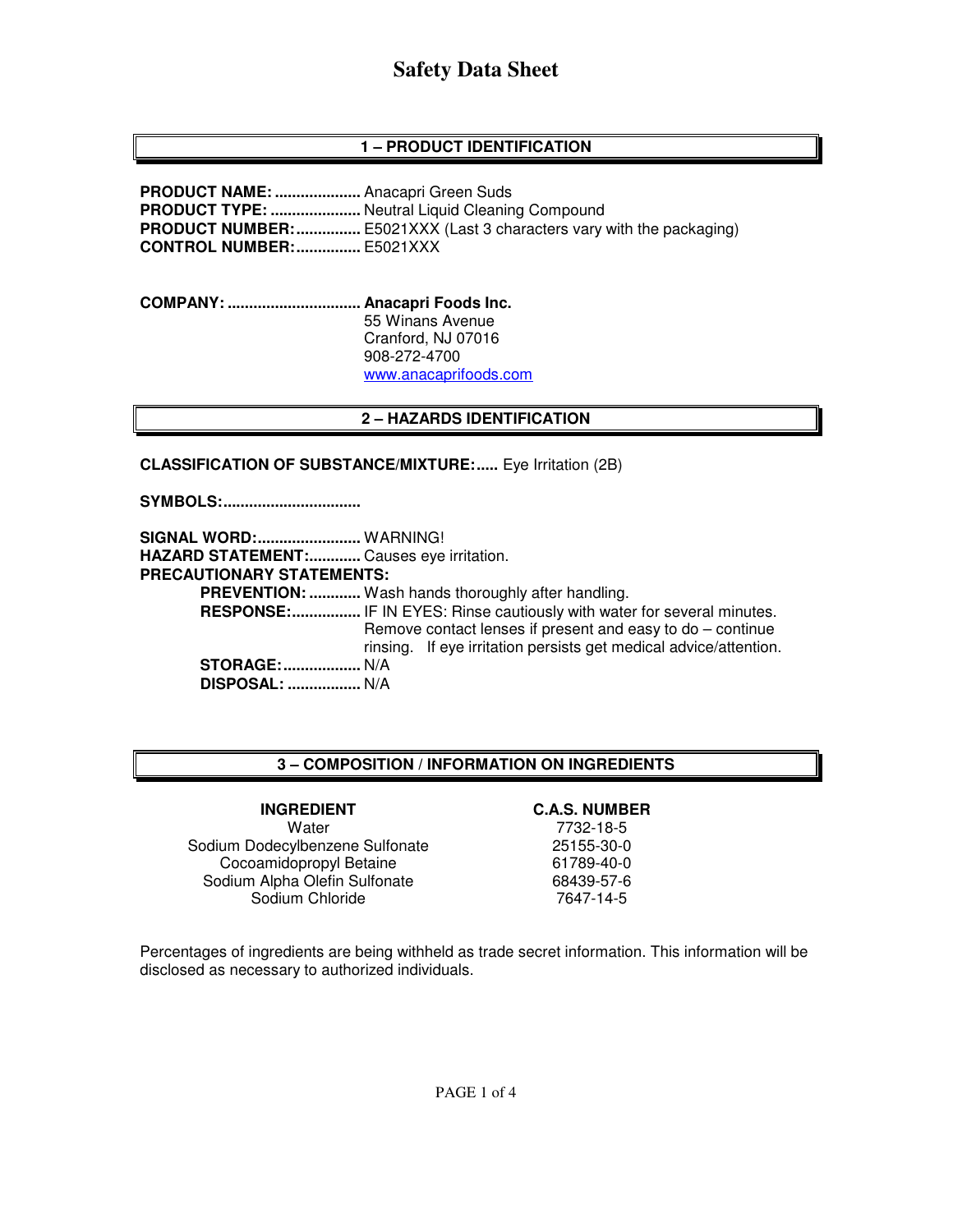# Safety Data Sheet

## 1 – PRODUCT IDENTIFICATION

**PRODUCT NAME:** .................... Anacapri Green Suds
**PRODUCT TYPE:** ..................... Neutral Liquid Cleaning Compound
**PRODUCT NUMBER:** ............... E5021XXX (Last 3 characters vary with the packaging)
**CONTROL NUMBER:** ............... E5021XXX

**COMPANY:** ............................... **Anacapri Foods Inc.**
55 Winans Avenue
Cranford, NJ 07016
908-272-4700
www.anacaprifoods.com

## 2 – HAZARDS IDENTIFICATION

**CLASSIFICATION OF SUBSTANCE/MIXTURE:**..... Eye Irritation (2B)

**SYMBOLS:**................................

**SIGNAL WORD:**........................ WARNING!
**HAZARD STATEMENT:**............ Causes eye irritation.
**PRECAUTIONARY STATEMENTS:**

- **PREVENTION:** ............ Wash hands thoroughly after handling.
- **RESPONSE:**................ IF IN EYES: Rinse cautiously with water for several minutes. Remove contact lenses if present and easy to do – continue rinsing. If eye irritation persists get medical advice/attention.
- **STORAGE:**.................. N/A
- **DISPOSAL:** ................. N/A

## 3 – COMPOSITION / INFORMATION ON INGREDIENTS

| INGREDIENT | C.A.S. NUMBER |
|---|---|
| Water | 7732-18-5 |
| Sodium Dodecylbenzene Sulfonate | 25155-30-0 |
| Cocoamidopropyl Betaine | 61789-40-0 |
| Sodium Alpha Olefin Sulfonate | 68439-57-6 |
| Sodium Chloride | 7647-14-5 |

Percentages of ingredients are being withheld as trade secret information. This information will be disclosed as necessary to authorized individuals.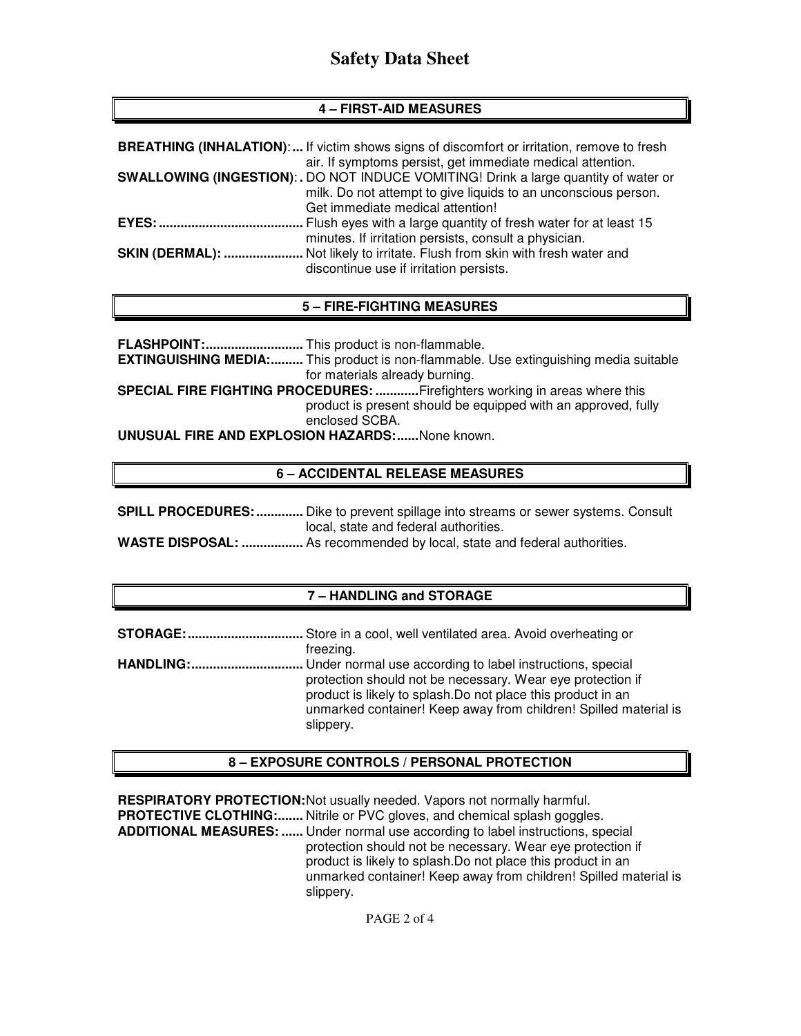## 4 – FIRST-AID MEASURES

**BREATHING (INHALATION)**:... If victim shows signs of discomfort or irritation, remove to fresh air. If symptoms persist, get immediate medical attention.

**SWALLOWING (INGESTION)**:. DO NOT INDUCE VOMITING! Drink a large quantity of water or milk. Do not attempt to give liquids to an unconscious person. Get immediate medical attention!

**EYES:**........................................ Flush eyes with a large quantity of fresh water for at least 15 minutes. If irritation persists, consult a physician.

**SKIN (DERMAL):** ...................... Not likely to irritate. Flush from skin with fresh water and discontinue use if irritation persists.

## 5 – FIRE-FIGHTING MEASURES

**FLASHPOINT:**........................... This product is non-flammable.

**EXTINGUISHING MEDIA:**......... This product is non-flammable. Use extinguishing media suitable for materials already burning.

**SPECIAL FIRE FIGHTING PROCEDURES:**............Firefighters working in areas where this product is present should be equipped with an approved, fully enclosed SCBA.

**UNUSUAL FIRE AND EXPLOSION HAZARDS:**......None known.

## 6 – ACCIDENTAL RELEASE MEASURES

**SPILL PROCEDURES:**............. Dike to prevent spillage into streams or sewer systems. Consult local, state and federal authorities.

**WASTE DISPOSAL:** ................. As recommended by local, state and federal authorities.

## 7 – HANDLING and STORAGE

**STORAGE:**................................ Store in a cool, well ventilated area. Avoid overheating or freezing.

**HANDLING:**............................... Under normal use according to label instructions, special protection should not be necessary. Wear eye protection if product is likely to splash.Do not place this product in an unmarked container! Keep away from children! Spilled material is slippery.

## 8 – EXPOSURE CONTROLS / PERSONAL PROTECTION

**RESPIRATORY PROTECTION:**Not usually needed. Vapors not normally harmful.

**PROTECTIVE CLOTHING:**....... Nitrile or PVC gloves, and chemical splash goggles.

**ADDITIONAL MEASURES:** ...... Under normal use according to label instructions, special protection should not be necessary. Wear eye protection if product is likely to splash.Do not place this product in an unmarked container! Keep away from children! Spilled material is slippery.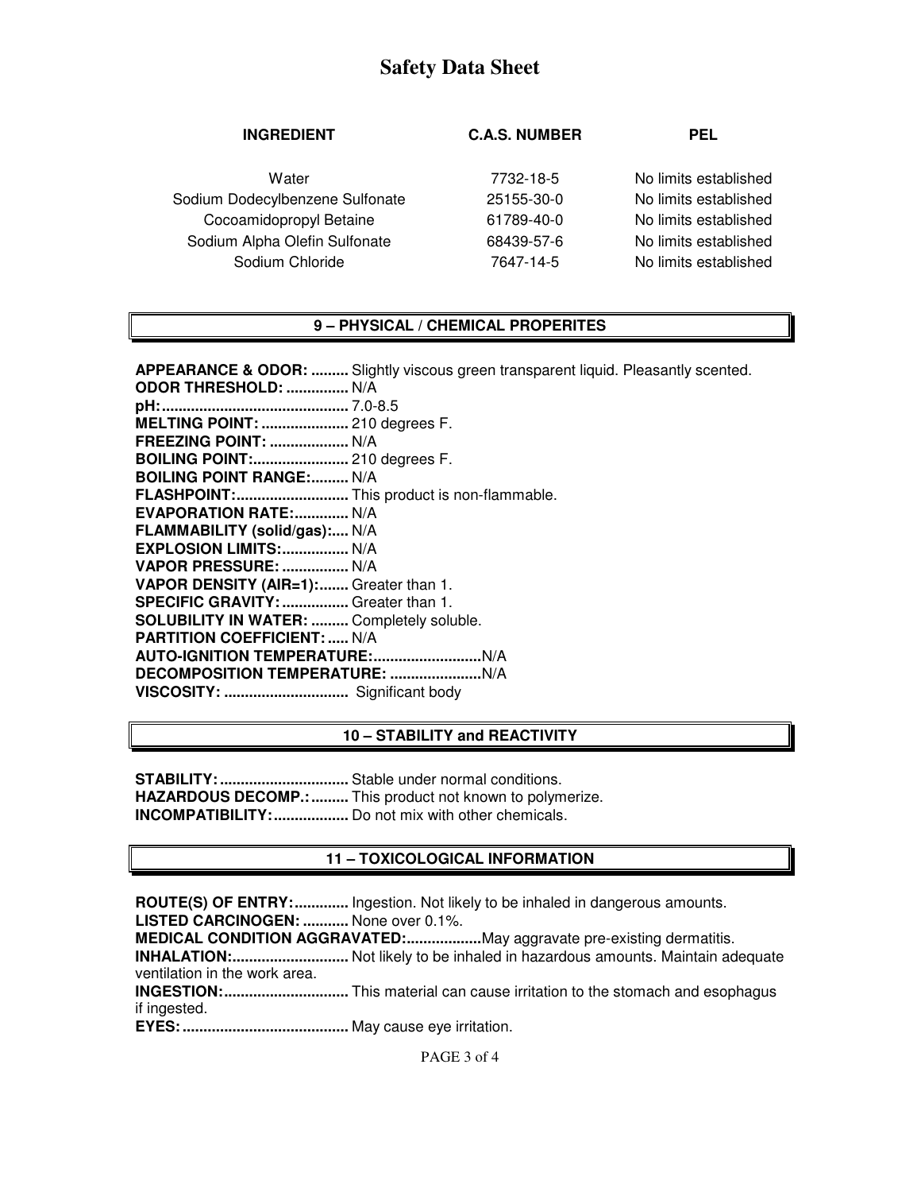# Safety Data Sheet

| INGREDIENT | C.A.S. NUMBER | PEL |
|---|---|---|
| Water | 7732-18-5 | No limits established |
| Sodium Dodecylbenzene Sulfonate | 25155-30-0 | No limits established |
| Cocoamidopropyl Betaine | 61789-40-0 | No limits established |
| Sodium Alpha Olefin Sulfonate | 68439-57-6 | No limits established |
| Sodium Chloride | 7647-14-5 | No limits established |

## 9 – PHYSICAL / CHEMICAL PROPERITES

**APPEARANCE & ODOR:** ......... Slightly viscous green transparent liquid. Pleasantly scented.
**ODOR THRESHOLD:** ............... N/A
**pH:**............................................ 7.0-8.5
**MELTING POINT:** ..................... 210 degrees F.
**FREEZING POINT:** ................... N/A
**BOILING POINT:**....................... 210 degrees F.
**BOILING POINT RANGE:**......... N/A
**FLASHPOINT:**........................... This product is non-flammable.
**EVAPORATION RATE:**............. N/A
**FLAMMABILITY (solid/gas):**.... N/A
**EXPLOSION LIMITS:**................ N/A
**VAPOR PRESSURE:** ................ N/A
**VAPOR DENSITY (AIR=1):**....... Greater than 1.
**SPECIFIC GRAVITY:** ................ Greater than 1.
**SOLUBILITY IN WATER:** ......... Completely soluble.
**PARTITION COEFFICIENT:** ..... N/A
**AUTO-IGNITION TEMPERATURE:**..........................N/A
**DECOMPOSITION TEMPERATURE:** ......................N/A
**VISCOSITY:** .............................. Significant body

## 10 – STABILITY and REACTIVITY

**STABILITY:**............................... Stable under normal conditions.
**HAZARDOUS DECOMP.:**......... This product not known to polymerize.
**INCOMPATIBILITY:**.................. Do not mix with other chemicals.

## 11 – TOXICOLOGICAL INFORMATION

**ROUTE(S) OF ENTRY:**............. Ingestion. Not likely to be inhaled in dangerous amounts.
**LISTED CARCINOGEN:** ........... None over 0.1%.
**MEDICAL CONDITION AGGRAVATED:**..................May aggravate pre-existing dermatitis.
**INHALATION:**............................ Not likely to be inhaled in hazardous amounts. Maintain adequate ventilation in the work area.
**INGESTION:**.............................. This material can cause irritation to the stomach and esophagus if ingested.
**EYES:**........................................ May cause eye irritation.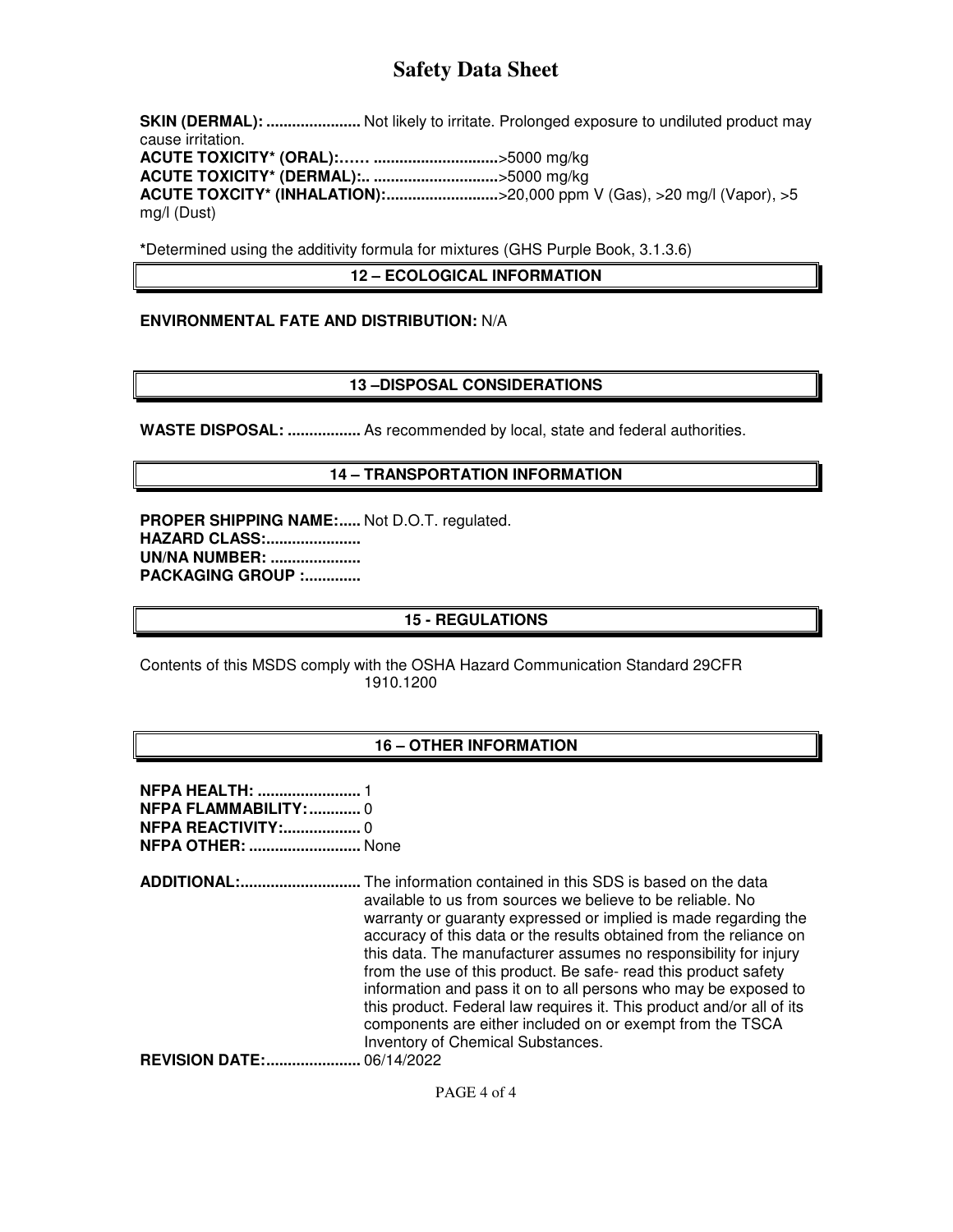**SKIN (DERMAL): ......................** Not likely to irritate. Prolonged exposure to undiluted product may cause irritation.
**ACUTE TOXICITY* (ORAL):…… ............................**>5000 mg/kg
**ACUTE TOXICITY* (DERMAL):.. ............................**>5000 mg/kg
**ACUTE TOXCITY* (INHALATION):.........................**>20,000 ppm V (Gas), >20 mg/l (Vapor), >5 mg/l (Dust)

**\***Determined using the additivity formula for mixtures (GHS Purple Book, 3.1.3.6)

## 12 – ECOLOGICAL INFORMATION

**ENVIRONMENTAL FATE AND DISTRIBUTION:** N/A

## 13 –DISPOSAL CONSIDERATIONS

**WASTE DISPOSAL: .................** As recommended by local, state and federal authorities.

## 14 – TRANSPORTATION INFORMATION

**PROPER SHIPPING NAME:.....** Not D.O.T. regulated.
**HAZARD CLASS:......................**
**UN/NA NUMBER: .....................**
**PACKAGING GROUP :.............**

## 15 - REGULATIONS

Contents of this MSDS comply with the OSHA Hazard Communication Standard 29CFR 1910.1200

## 16 – OTHER INFORMATION

**NFPA HEALTH: ........................** 1
**NFPA FLAMMABILITY:............** 0
**NFPA REACTIVITY:..................** 0
**NFPA OTHER: ..........................** None

**ADDITIONAL:............................** The information contained in this SDS is based on the data available to us from sources we believe to be reliable. No warranty or guaranty expressed or implied is made regarding the accuracy of this data or the results obtained from the reliance on this data. The manufacturer assumes no responsibility for injury from the use of this product. Be safe- read this product safety information and pass it on to all persons who may be exposed to this product. Federal law requires it. This product and/or all of its components are either included on or exempt from the TSCA Inventory of Chemical Substances.
**REVISION DATE:......................** 06/14/2022